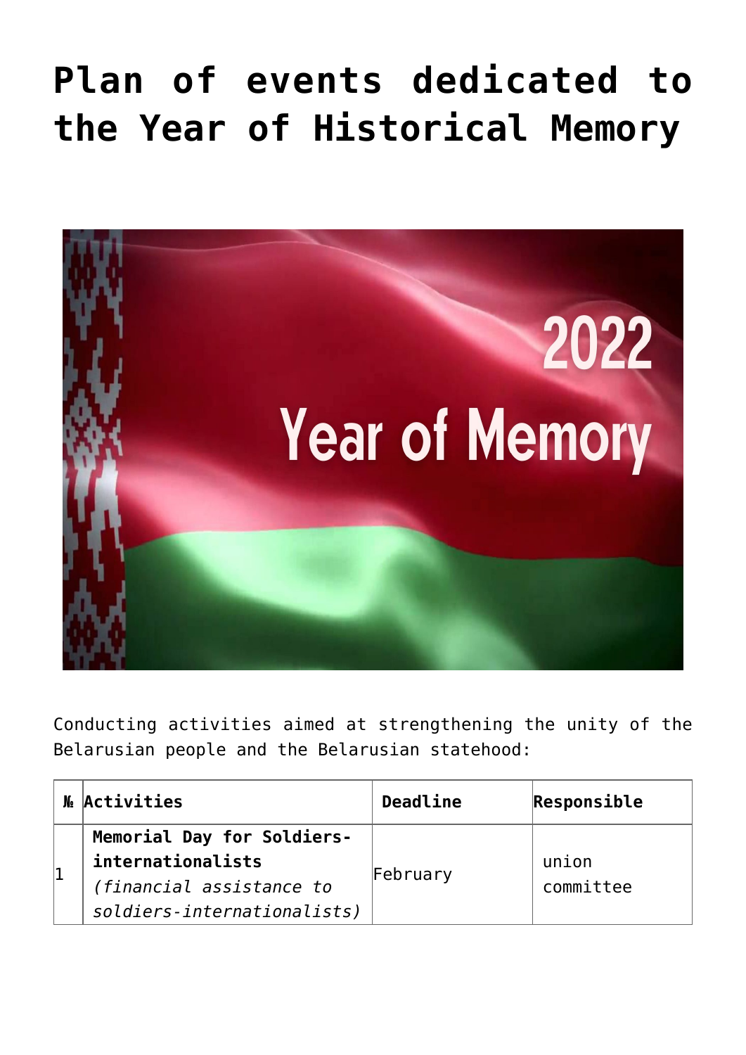# Plan of events dedicated to the Year of Historical Memory

Conducting activities aimed at strengthening the unity of the Belarusian people and the Belarusian statehood:

| № | Activities | Deadline | Responsible |
|---|---|---|---|
| 1 | **Memorial Day for Soldiers-internationalists** *(financial assistance to soldiers-internationalists)* | February | union committee |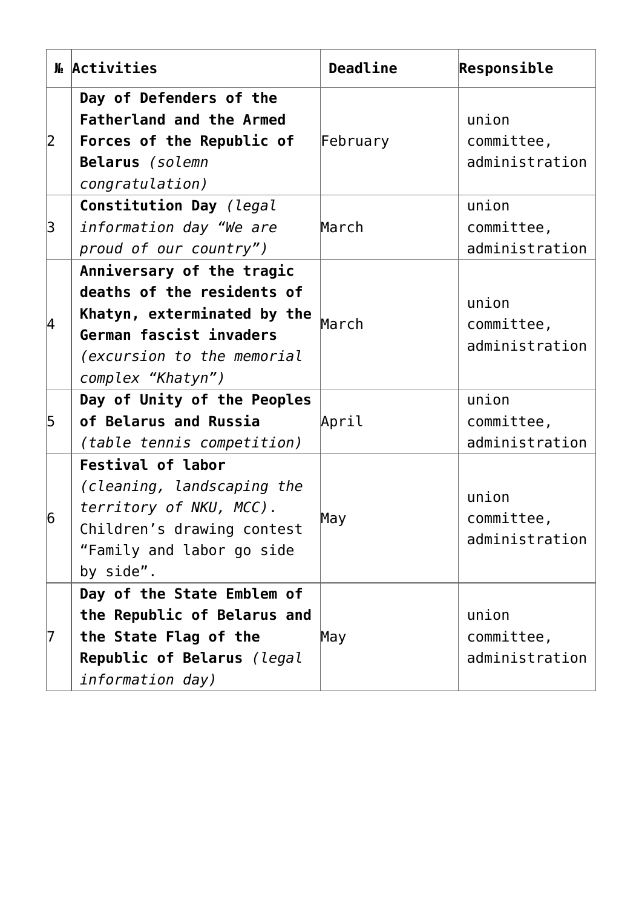| № | Activities | Deadline | Responsible |
|---|---|---|---|
| 2 | **Day of Defenders of the Fatherland and the Armed Forces of the Republic of Belarus** *(solemn congratulation)* | February | union committee, administration |
| 3 | **Constitution Day** *(legal information day “We are proud of our country”)* | March | union committee, administration |
| 4 | **Anniversary of the tragic deaths of the residents of Khatyn, exterminated by the German fascist invaders** *(excursion to the memorial complex “Khatyn”)* | March | union committee, administration |
| 5 | **Day of Unity of the Peoples of Belarus and Russia** *(table tennis competition)* | April | union committee, administration |
| 6 | **Festival of labor** *(cleaning, landscaping the territory of NKU, MCC)*. Children’s drawing contest “Family and labor go side by side”. | May | union committee, administration |
| 7 | **Day of the State Emblem of the Republic of Belarus and the State Flag of the Republic of Belarus** *(legal information day)* | May | union committee, administration |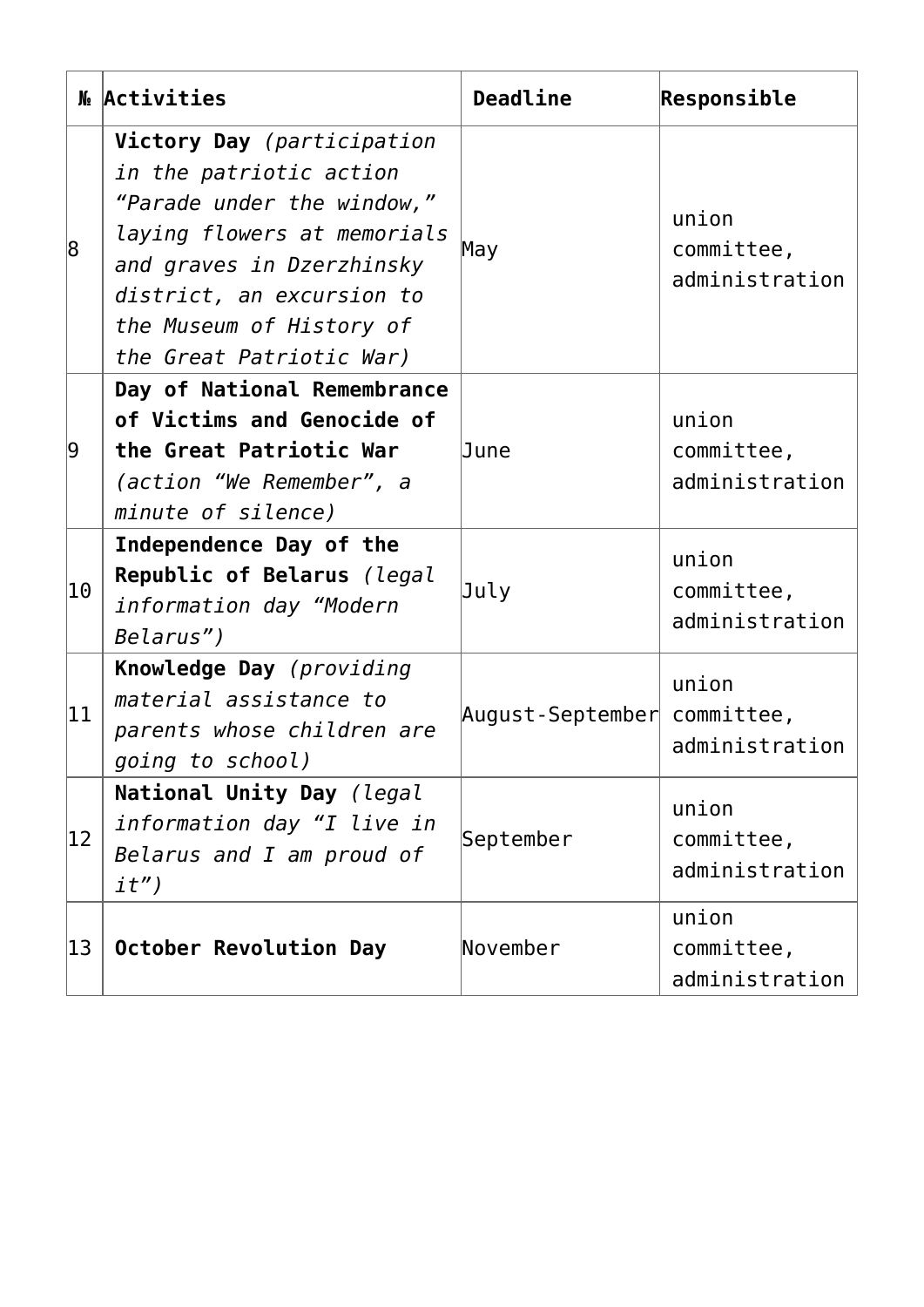| № | Activities | Deadline | Responsible |
|---|---|---|---|
| 8 | **Victory Day** *(participation in the patriotic action “Parade under the window,” laying flowers at memorials and graves in Dzerzhinsky district, an excursion to the Museum of History of the Great Patriotic War)* | May | union committee, administration |
| 9 | **Day of National Remembrance of Victims and Genocide of the Great Patriotic War** *(action “We Remember”, a minute of silence)* | June | union committee, administration |
| 10 | **Independence Day of the Republic of Belarus** *(legal information day “Modern Belarus”)* | July | union committee, administration |
| 11 | **Knowledge Day** *(providing material assistance to parents whose children are going to school)* | August-September | union committee, administration |
| 12 | **National Unity Day** *(legal information day “I live in Belarus and I am proud of it”)* | September | union committee, administration |
| 13 | **October Revolution Day** | November | union committee, administration |